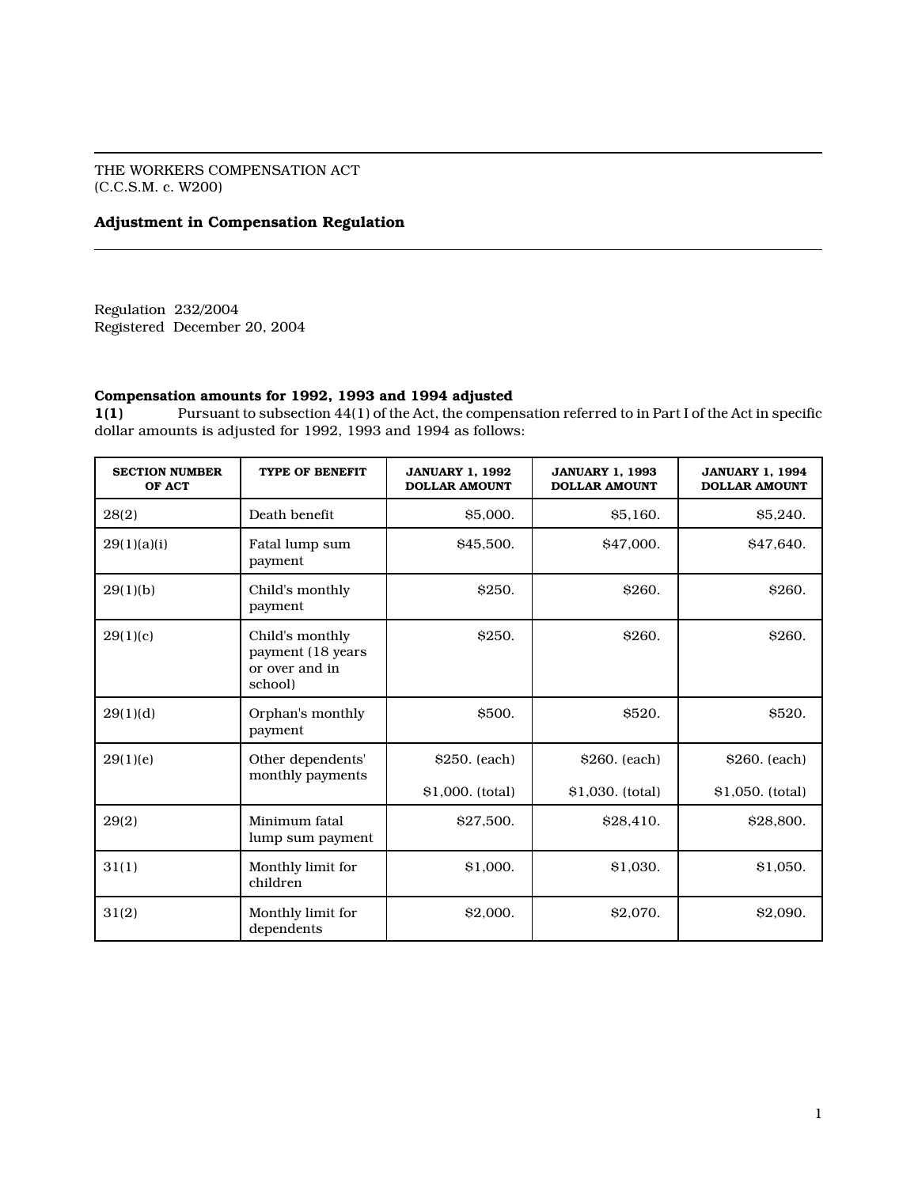THE WORKERS COMPENSATION ACT
(C.C.S.M. c. W200)

**Adjustment in Compensation Regulation**

Regulation 232/2004
Registered December 20, 2004

**Compensation amounts for 1992, 1993 and 1994 adjusted**

**1(1)** Pursuant to subsection 44(1) of the Act, the compensation referred to in Part I of the Act in specific dollar amounts is adjusted for 1992, 1993 and 1994 as follows:

| SECTION NUMBER OF ACT | TYPE OF BENEFIT | JANUARY 1, 1992 DOLLAR AMOUNT | JANUARY 1, 1993 DOLLAR AMOUNT | JANUARY 1, 1994 DOLLAR AMOUNT |
|---|---|---|---|---|
| 28(2) | Death benefit | $5,000. | $5,160. | $5,240. |
| 29(1)(a)(i) | Fatal lump sum payment | $45,500. | $47,000. | $47,640. |
| 29(1)(b) | Child's monthly payment | $250. | $260. | $260. |
| 29(1)(c) | Child's monthly payment (18 years or over and in school) | $250. | $260. | $260. |
| 29(1)(d) | Orphan's monthly payment | $500. | $520. | $520. |
| 29(1)(e) | Other dependents' monthly payments | $250. (each) $1,000. (total) | $260. (each) $1,030. (total) | $260. (each) $1,050. (total) |
| 29(2) | Minimum fatal lump sum payment | $27,500. | $28,410. | $28,800. |
| 31(1) | Monthly limit for children | $1,000. | $1,030. | $1,050. |
| 31(2) | Monthly limit for dependents | $2,000. | $2,070. | $2,090. |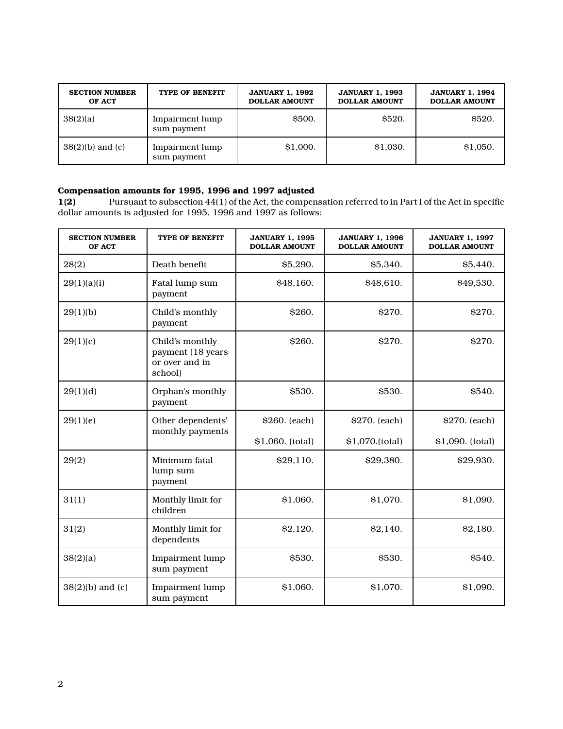| SECTION NUMBER OF ACT | TYPE OF BENEFIT | JANUARY 1, 1992 DOLLAR AMOUNT | JANUARY 1, 1993 DOLLAR AMOUNT | JANUARY 1, 1994 DOLLAR AMOUNT |
|---|---|---|---|---|
| 38(2)(a) | Impairment lump sum payment | $500. | $520. | $520. |
| 38(2)(b) and (c) | Impairment lump sum payment | $1,000. | $1,030. | $1,050. |

**Compensation amounts for 1995, 1996 and 1997 adjusted**

**1(2)** Pursuant to subsection 44(1) of the Act, the compensation referred to in Part I of the Act in specific dollar amounts is adjusted for 1995, 1996 and 1997 as follows:

| SECTION NUMBER OF ACT | TYPE OF BENEFIT | JANUARY 1, 1995 DOLLAR AMOUNT | JANUARY 1, 1996 DOLLAR AMOUNT | JANUARY 1, 1997 DOLLAR AMOUNT |
|---|---|---|---|---|
| 28(2) | Death benefit | $5,290. | $5,340. | $5,440. |
| 29(1)(a)(i) | Fatal lump sum payment | $48,160. | $48,610. | $49,530. |
| 29(1)(b) | Child's monthly payment | $260. | $270. | $270. |
| 29(1)(c) | Child's monthly payment (18 years or over and in school) | $260. | $270. | $270. |
| 29(1)(d) | Orphan's monthly payment | $530. | $530. | $540. |
| 29(1)(e) | Other dependents' monthly payments | $260. (each)<br>$1,060. (total) | $270. (each)<br>$1,070.(total) | $270. (each)<br>$1,090. (total) |
| 29(2) | Minimum fatal lump sum payment | $29,110. | $29,380. | $29,930. |
| 31(1) | Monthly limit for children | $1,060. | $1,070. | $1,090. |
| 31(2) | Monthly limit for dependents | $2,120. | $2,140. | $2,180. |
| 38(2)(a) | Impairment lump sum payment | $530. | $530. | $540. |
| 38(2)(b) and (c) | Impairment lump sum payment | $1,060. | $1,070. | $1,090. |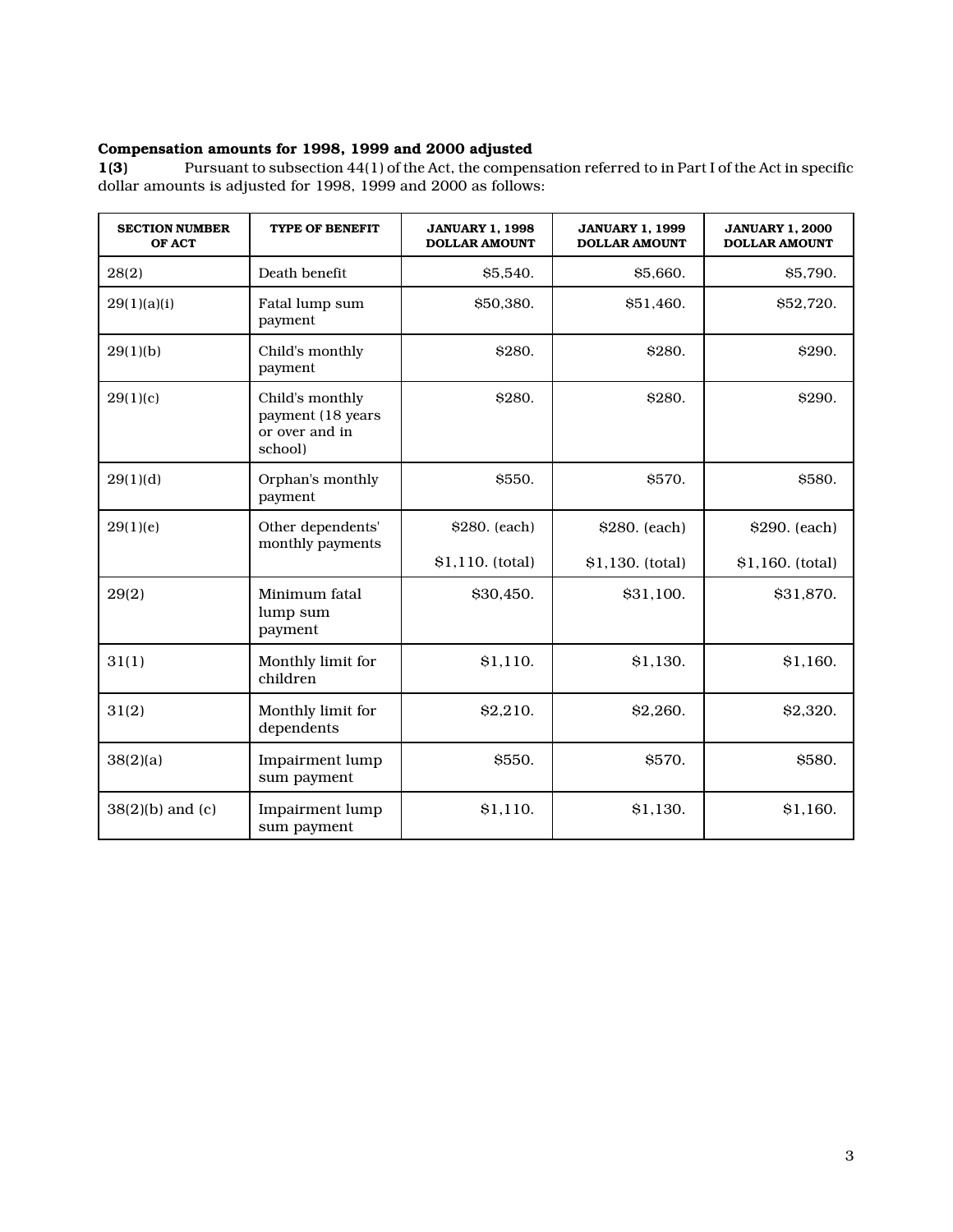**Compensation amounts for 1998, 1999 and 2000 adjusted**

**1(3)** Pursuant to subsection 44(1) of the Act, the compensation referred to in Part I of the Act in specific dollar amounts is adjusted for 1998, 1999 and 2000 as follows:

| SECTION NUMBER OF ACT | TYPE OF BENEFIT | JANUARY 1, 1998 DOLLAR AMOUNT | JANUARY 1, 1999 DOLLAR AMOUNT | JANUARY 1, 2000 DOLLAR AMOUNT |
|---|---|---|---|---|
| 28(2) | Death benefit | $5,540. | $5,660. | $5,790. |
| 29(1)(a)(i) | Fatal lump sum payment | $50,380. | $51,460. | $52,720. |
| 29(1)(b) | Child's monthly payment | $280. | $280. | $290. |
| 29(1)(c) | Child's monthly payment (18 years or over and in school) | $280. | $280. | $290. |
| 29(1)(d) | Orphan's monthly payment | $550. | $570. | $580. |
| 29(1)(e) | Other dependents' monthly payments | $280. (each)<br>$1,110. (total) | $280. (each)<br>$1,130. (total) | $290. (each)<br>$1,160. (total) |
| 29(2) | Minimum fatal lump sum payment | $30,450. | $31,100. | $31,870. |
| 31(1) | Monthly limit for children | $1,110. | $1,130. | $1,160. |
| 31(2) | Monthly limit for dependents | $2,210. | $2,260. | $2,320. |
| 38(2)(a) | Impairment lump sum payment | $550. | $570. | $580. |
| 38(2)(b) and (c) | Impairment lump sum payment | $1,110. | $1,130. | $1,160. |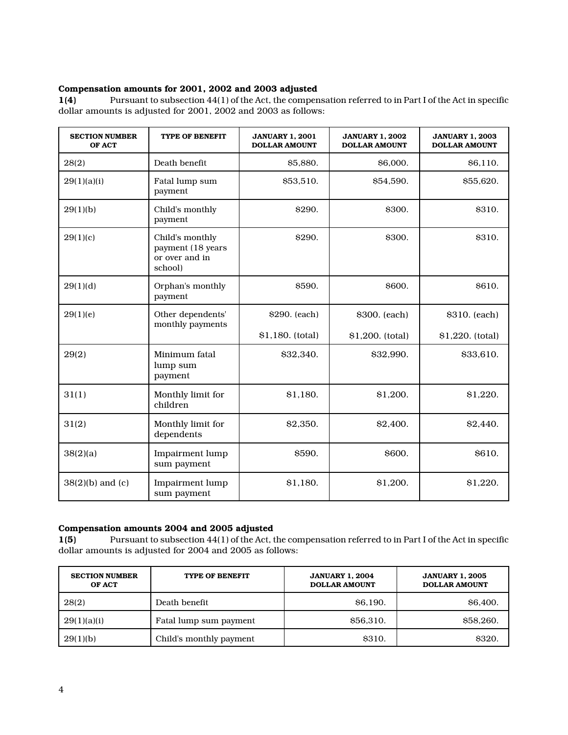**Compensation amounts for 2001, 2002 and 2003 adjusted**

**1(4)** Pursuant to subsection 44(1) of the Act, the compensation referred to in Part I of the Act in specific dollar amounts is adjusted for 2001, 2002 and 2003 as follows:

| SECTION NUMBER OF ACT | TYPE OF BENEFIT | JANUARY 1, 2001 DOLLAR AMOUNT | JANUARY 1, 2002 DOLLAR AMOUNT | JANUARY 1, 2003 DOLLAR AMOUNT |
|---|---|---|---|---|
| 28(2) | Death benefit | $5,880. | $6,000. | $6,110. |
| 29(1)(a)(i) | Fatal lump sum payment | $53,510. | $54,590. | $55,620. |
| 29(1)(b) | Child's monthly payment | $290. | $300. | $310. |
| 29(1)(c) | Child's monthly payment (18 years or over and in school) | $290. | $300. | $310. |
| 29(1)(d) | Orphan's monthly payment | $590. | $600. | $610. |
| 29(1)(e) | Other dependents' monthly payments | $290. (each) $1,180. (total) | $300. (each) $1,200. (total) | $310. (each) $1,220. (total) |
| 29(2) | Minimum fatal lump sum payment | $32,340. | $32,990. | $33,610. |
| 31(1) | Monthly limit for children | $1,180. | $1,200. | $1,220. |
| 31(2) | Monthly limit for dependents | $2,350. | $2,400. | $2,440. |
| 38(2)(a) | Impairment lump sum payment | $590. | $600. | $610. |
| 38(2)(b) and (c) | Impairment lump sum payment | $1,180. | $1,200. | $1,220. |

**Compensation amounts 2004 and 2005 adjusted**

**1(5)** Pursuant to subsection 44(1) of the Act, the compensation referred to in Part I of the Act in specific dollar amounts is adjusted for 2004 and 2005 as follows:

| SECTION NUMBER OF ACT | TYPE OF BENEFIT | JANUARY 1, 2004 DOLLAR AMOUNT | JANUARY 1, 2005 DOLLAR AMOUNT |
|---|---|---|---|
| 28(2) | Death benefit | $6,190. | $6,400. |
| 29(1)(a)(i) | Fatal lump sum payment | $56,310. | $58,260. |
| 29(1)(b) | Child's monthly payment | $310. | $320. |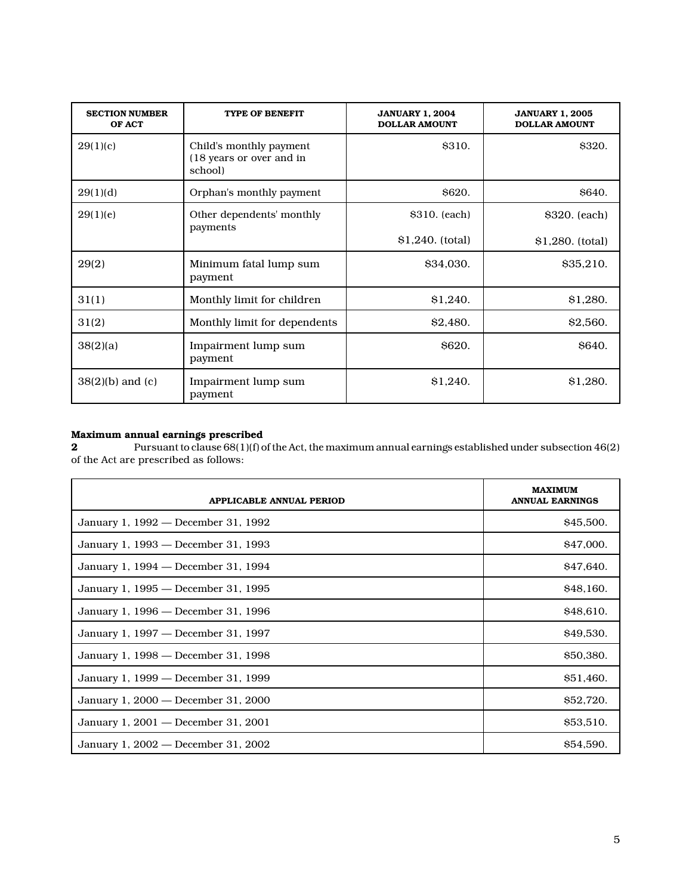| SECTION NUMBER OF ACT | TYPE OF BENEFIT | JANUARY 1, 2004 DOLLAR AMOUNT | JANUARY 1, 2005 DOLLAR AMOUNT |
|---|---|---|---|
| 29(1)(c) | Child's monthly payment (18 years or over and in school) | $310. | $320. |
| 29(1)(d) | Orphan's monthly payment | $620. | $640. |
| 29(1)(e) | Other dependents' monthly payments | $310. (each) $1,240. (total) | $320. (each) $1,280. (total) |
| 29(2) | Minimum fatal lump sum payment | $34,030. | $35,210. |
| 31(1) | Monthly limit for children | $1,240. | $1,280. |
| 31(2) | Monthly limit for dependents | $2,480. | $2,560. |
| 38(2)(a) | Impairment lump sum payment | $620. | $640. |
| 38(2)(b) and (c) | Impairment lump sum payment | $1,240. | $1,280. |

**Maximum annual earnings prescribed**

**2** Pursuant to clause 68(1)(f) of the Act, the maximum annual earnings established under subsection 46(2) of the Act are prescribed as follows:

| APPLICABLE ANNUAL PERIOD | MAXIMUM ANNUAL EARNINGS |
|---|---|
| January 1, 1992 — December 31, 1992 | $45,500. |
| January 1, 1993 — December 31, 1993 | $47,000. |
| January 1, 1994 — December 31, 1994 | $47,640. |
| January 1, 1995 — December 31, 1995 | $48,160. |
| January 1, 1996 — December 31, 1996 | $48,610. |
| January 1, 1997 — December 31, 1997 | $49,530. |
| January 1, 1998 — December 31, 1998 | $50,380. |
| January 1, 1999 — December 31, 1999 | $51,460. |
| January 1, 2000 — December 31, 2000 | $52,720. |
| January 1, 2001 — December 31, 2001 | $53,510. |
| January 1, 2002 — December 31, 2002 | $54,590. |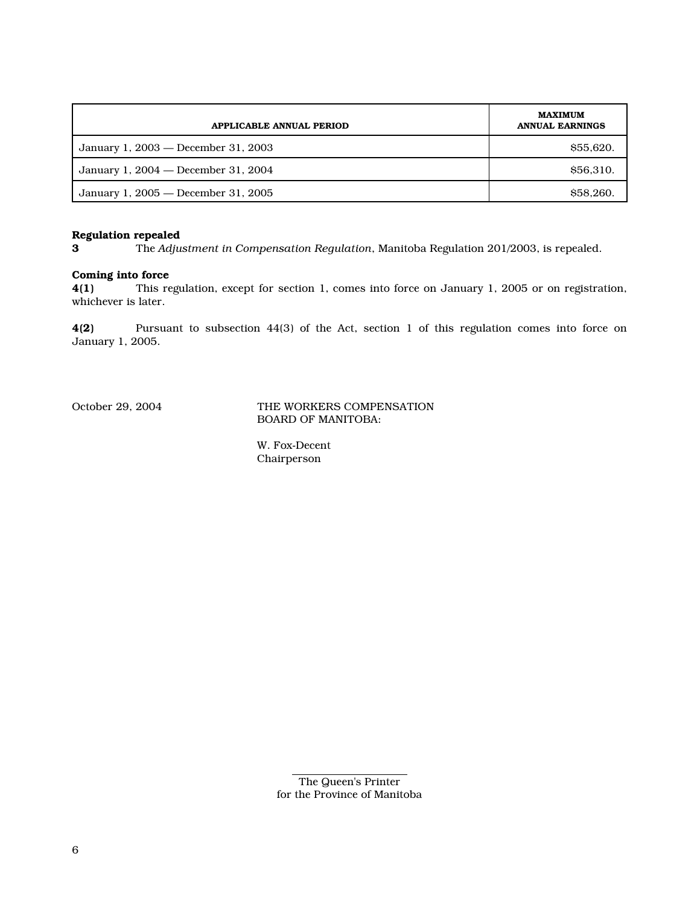| APPLICABLE ANNUAL PERIOD | MAXIMUM ANNUAL EARNINGS |
|---|---|
| January 1, 2003 — December 31, 2003 | $55,620. |
| January 1, 2004 — December 31, 2004 | $56,310. |
| January 1, 2005 — December 31, 2005 | $58,260. |

**Regulation repealed**
**3** The *Adjustment in Compensation Regulation*, Manitoba Regulation 201/2003, is repealed.

**Coming into force**
**4(1)** This regulation, except for section 1, comes into force on January 1, 2005 or on registration, whichever is later.

**4(2)** Pursuant to subsection 44(3) of the Act, section 1 of this regulation comes into force on January 1, 2005.

October 29, 2004

THE WORKERS COMPENSATION BOARD OF MANITOBA:

W. Fox-Decent
Chairperson

The Queen's Printer
for the Province of Manitoba